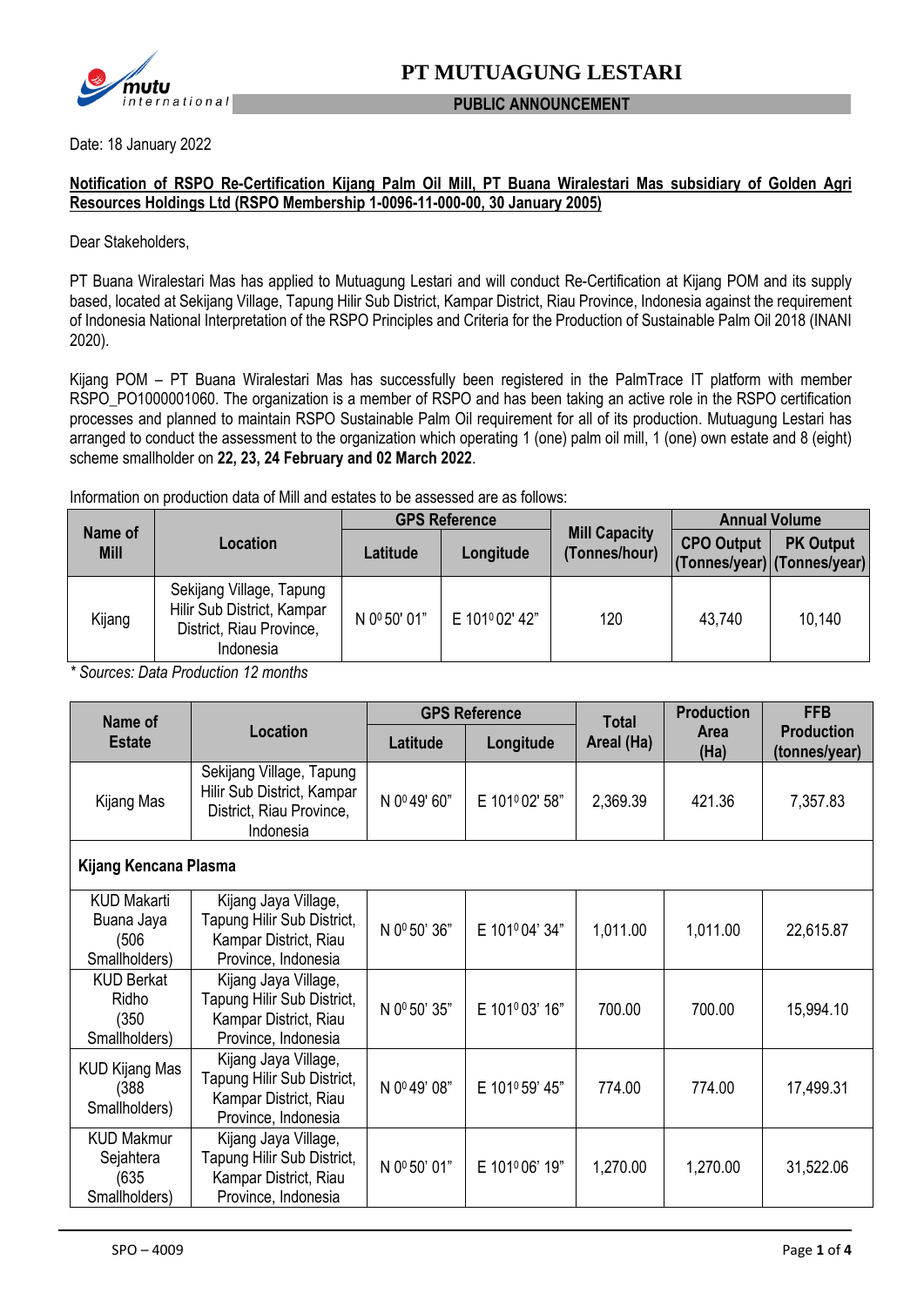# PT MUTUAGUNG LESTARI

**PUBLIC ANNOUNCEMENT**

Date: 18 January 2022

**Notification of RSPO Re-Certification Kijang Palm Oil Mill, PT Buana Wiralestari Mas subsidiary of Golden Agri Resources Holdings Ltd (RSPO Membership 1-0096-11-000-00, 30 January 2005)**

Dear Stakeholders,

PT Buana Wiralestari Mas has applied to Mutuagung Lestari and will conduct Re-Certification at Kijang POM and its supply based, located at Sekijang Village, Tapung Hilir Sub District, Kampar District, Riau Province, Indonesia against the requirement of Indonesia National Interpretation of the RSPO Principles and Criteria for the Production of Sustainable Palm Oil 2018 (INANI 2020).

Kijang POM – PT Buana Wiralestari Mas has successfully been registered in the PalmTrace IT platform with member RSPO_PO1000001060. The organization is a member of RSPO and has been taking an active role in the RSPO certification processes and planned to maintain RSPO Sustainable Palm Oil requirement for all of its production. Mutuagung Lestari has arranged to conduct the assessment to the organization which operating 1 (one) palm oil mill, 1 (one) own estate and 8 (eight) scheme smallholder on **22, 23, 24 February and 02 March 2022**.

Information on production data of Mill and estates to be assessed are as follows:

| Name of Mill | Location | GPS Reference | | Mill Capacity (Tonnes/hour) | Annual Volume | |
|---|---|---|---|---|---|---|
| | | Latitude | Longitude | | CPO Output (Tonnes/year) | PK Output (Tonnes/year) |
| Kijang | Sekijang Village, Tapung Hilir Sub District, Kampar District, Riau Province, Indonesia | N 0° 50' 01" | E 101° 02' 42" | 120 | 43,740 | 10,140 |

*\* Sources: Data Production 12 months*

| Name of Estate | Location | GPS Reference | | Total Areal (Ha) | Production Area (Ha) | FFB Production (tonnes/year) |
|---|---|---|---|---|---|---|
| | | Latitude | Longitude | | | |
| Kijang Mas | Sekijang Village, Tapung Hilir Sub District, Kampar District, Riau Province, Indonesia | N 0° 49' 60" | E 101° 02' 58" | 2,369.39 | 421.36 | 7,357.83 |
| **Kijang Kencana Plasma** | | | | | | |
| KUD Makarti Buana Jaya (506 Smallholders) | Kijang Jaya Village, Tapung Hilir Sub District, Kampar District, Riau Province, Indonesia | N 0° 50' 36" | E 101° 04' 34" | 1,011.00 | 1,011.00 | 22,615.87 |
| KUD Berkat Ridho (350 Smallholders) | Kijang Jaya Village, Tapung Hilir Sub District, Kampar District, Riau Province, Indonesia | N 0° 50' 35" | E 101° 03' 16" | 700.00 | 700.00 | 15,994.10 |
| KUD Kijang Mas (388 Smallholders) | Kijang Jaya Village, Tapung Hilir Sub District, Kampar District, Riau Province, Indonesia | N 0° 49' 08" | E 101° 59' 45" | 774.00 | 774.00 | 17,499.31 |
| KUD Makmur Sejahtera (635 Smallholders) | Kijang Jaya Village, Tapung Hilir Sub District, Kampar District, Riau Province, Indonesia | N 0° 50' 01" | E 101° 06' 19" | 1,270.00 | 1,270.00 | 31,522.06 |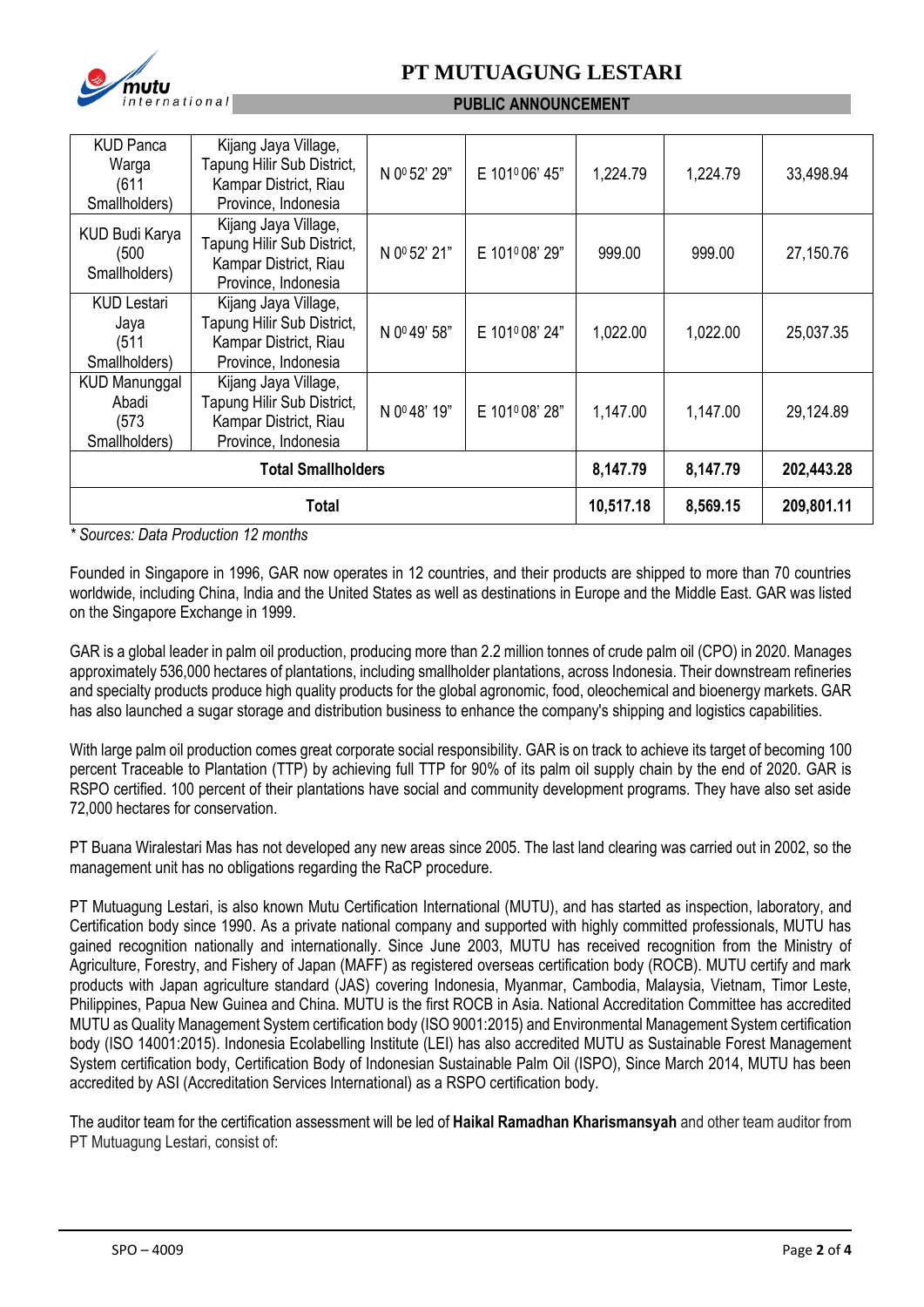| KUD Panca Warga (611 Smallholders) | Kijang Jaya Village, Tapung Hilir Sub District, Kampar District, Riau Province, Indonesia | N 0⁰ 52' 29" | E 101⁰ 06' 45" | 1,224.79 | 1,224.79 | 33,498.94 |
|---|---|---|---|---|---|---|
| KUD Budi Karya (500 Smallholders) | Kijang Jaya Village, Tapung Hilir Sub District, Kampar District, Riau Province, Indonesia | N 0⁰ 52' 21" | E 101⁰ 08' 29" | 999.00 | 999.00 | 27,150.76 |
| KUD Lestari Jaya (511 Smallholders) | Kijang Jaya Village, Tapung Hilir Sub District, Kampar District, Riau Province, Indonesia | N 0⁰ 49' 58" | E 101⁰ 08' 24" | 1,022.00 | 1,022.00 | 25,037.35 |
| KUD Manunggal Abadi (573 Smallholders) | Kijang Jaya Village, Tapung Hilir Sub District, Kampar District, Riau Province, Indonesia | N 0⁰ 48' 19" | E 101⁰ 08' 28" | 1,147.00 | 1,147.00 | 29,124.89 |
| **Total Smallholders** | | | | **8,147.79** | **8,147.79** | **202,443.28** |
| **Total** | | | | **10,517.18** | **8,569.15** | **209,801.11** |

*\* Sources: Data Production 12 months*

Founded in Singapore in 1996, GAR now operates in 12 countries, and their products are shipped to more than 70 countries worldwide, including China, India and the United States as well as destinations in Europe and the Middle East. GAR was listed on the Singapore Exchange in 1999.

GAR is a global leader in palm oil production, producing more than 2.2 million tonnes of crude palm oil (CPO) in 2020. Manages approximately 536,000 hectares of plantations, including smallholder plantations, across Indonesia. Their downstream refineries and specialty products produce high quality products for the global agronomic, food, oleochemical and bioenergy markets. GAR has also launched a sugar storage and distribution business to enhance the company's shipping and logistics capabilities.

With large palm oil production comes great corporate social responsibility. GAR is on track to achieve its target of becoming 100 percent Traceable to Plantation (TTP) by achieving full TTP for 90% of its palm oil supply chain by the end of 2020. GAR is RSPO certified. 100 percent of their plantations have social and community development programs. They have also set aside 72,000 hectares for conservation.

PT Buana Wiralestari Mas has not developed any new areas since 2005. The last land clearing was carried out in 2002, so the management unit has no obligations regarding the RaCP procedure.

PT Mutuagung Lestari, is also known Mutu Certification International (MUTU), and has started as inspection, laboratory, and Certification body since 1990. As a private national company and supported with highly committed professionals, MUTU has gained recognition nationally and internationally. Since June 2003, MUTU has received recognition from the Ministry of Agriculture, Forestry, and Fishery of Japan (MAFF) as registered overseas certification body (ROCB). MUTU certify and mark products with Japan agriculture standard (JAS) covering Indonesia, Myanmar, Cambodia, Malaysia, Vietnam, Timor Leste, Philippines, Papua New Guinea and China. MUTU is the first ROCB in Asia. National Accreditation Committee has accredited MUTU as Quality Management System certification body (ISO 9001:2015) and Environmental Management System certification body (ISO 14001:2015). Indonesia Ecolabelling Institute (LEI) has also accredited MUTU as Sustainable Forest Management System certification body, Certification Body of Indonesian Sustainable Palm Oil (ISPO), Since March 2014, MUTU has been accredited by ASI (Accreditation Services International) as a RSPO certification body.

The auditor team for the certification assessment will be led of **Haikal Ramadhan Kharismansyah** and other team auditor from PT Mutuagung Lestari, consist of: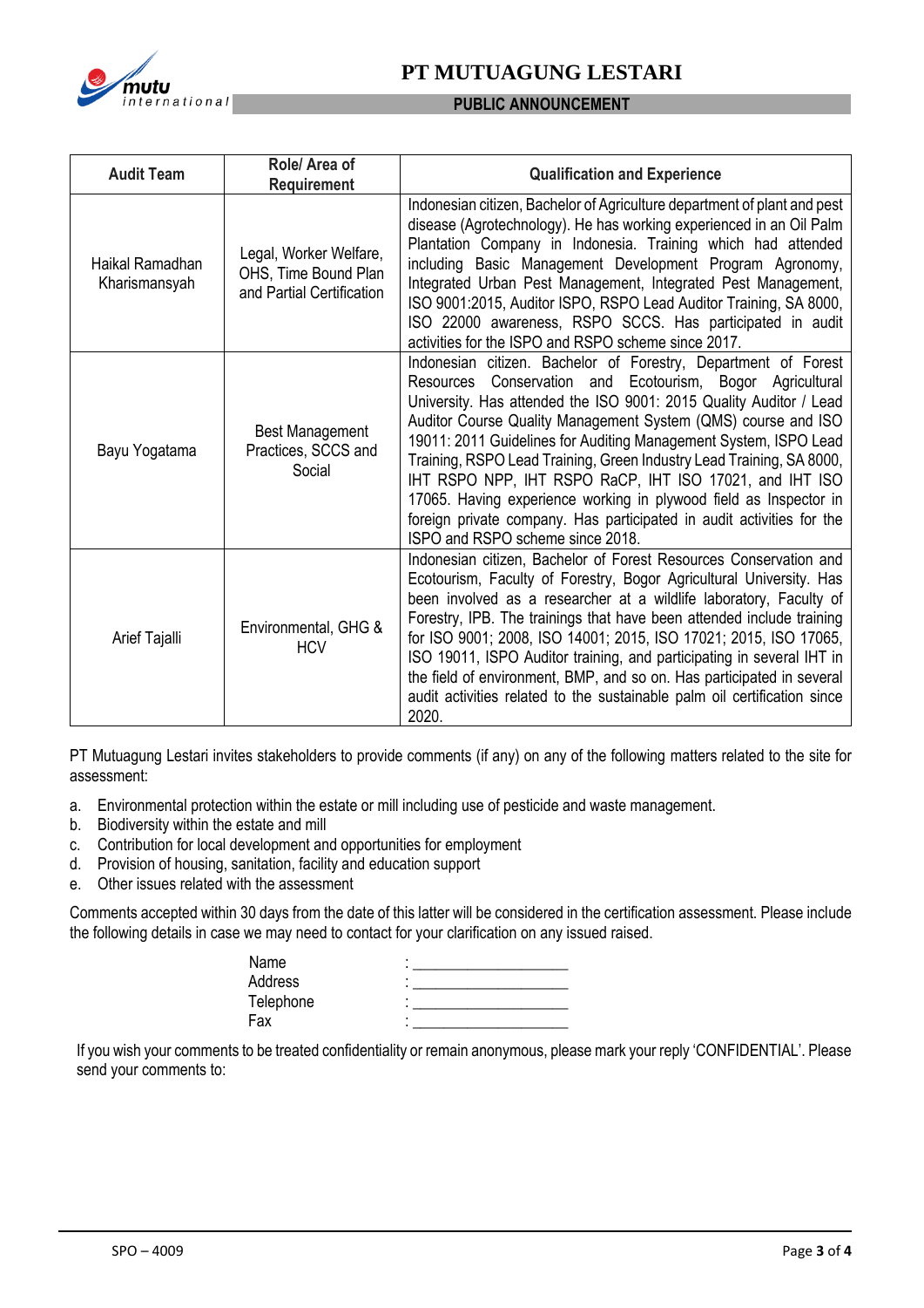| Audit Team | Role/ Area of Requirement | Qualification and Experience |
|---|---|---|
| Haikal Ramadhan Kharismansyah | Legal, Worker Welfare, OHS, Time Bound Plan and Partial Certification | Indonesian citizen, Bachelor of Agriculture department of plant and pest disease (Agrotechnology). He has working experienced in an Oil Palm Plantation Company in Indonesia. Training which had attended including Basic Management Development Program Agronomy, Integrated Urban Pest Management, Integrated Pest Management, ISO 9001:2015, Auditor ISPO, RSPO Lead Auditor Training, SA 8000, ISO 22000 awareness, RSPO SCCS. Has participated in audit activities for the ISPO and RSPO scheme since 2017. |
| Bayu Yogatama | Best Management Practices, SCCS and Social | Indonesian citizen. Bachelor of Forestry, Department of Forest Resources Conservation and Ecotourism, Bogor Agricultural University. Has attended the ISO 9001: 2015 Quality Auditor / Lead Auditor Course Quality Management System (QMS) course and ISO 19011: 2011 Guidelines for Auditing Management System, ISPO Lead Training, RSPO Lead Training, Green Industry Lead Training, SA 8000, IHT RSPO NPP, IHT RSPO RaCP, IHT ISO 17021, and IHT ISO 17065. Having experience working in plywood field as Inspector in foreign private company. Has participated in audit activities for the ISPO and RSPO scheme since 2018. |
| Arief Tajalli | Environmental, GHG & HCV | Indonesian citizen, Bachelor of Forest Resources Conservation and Ecotourism, Faculty of Forestry, Bogor Agricultural University. Has been involved as a researcher at a wildlife laboratory, Faculty of Forestry, IPB. The trainings that have been attended include training for ISO 9001; 2008, ISO 14001; 2015, ISO 17021; 2015, ISO 17065, ISO 19011, ISPO Auditor training, and participating in several IHT in the field of environment, BMP, and so on. Has participated in several audit activities related to the sustainable palm oil certification since 2020. |

PT Mutuagung Lestari invites stakeholders to provide comments (if any) on any of the following matters related to the site for assessment:

a. Environmental protection within the estate or mill including use of pesticide and waste management.
b. Biodiversity within the estate and mill
c. Contribution for local development and opportunities for employment
d. Provision of housing, sanitation, facility and education support
e. Other issues related with the assessment

Comments accepted within 30 days from the date of this latter will be considered in the certification assessment. Please include the following details in case we may need to contact for your clarification on any issued raised.

Name : ____________________
Address : ____________________
Telephone : ____________________
Fax : ____________________

If you wish your comments to be treated confidentiality or remain anonymous, please mark your reply 'CONFIDENTIAL'. Please send your comments to: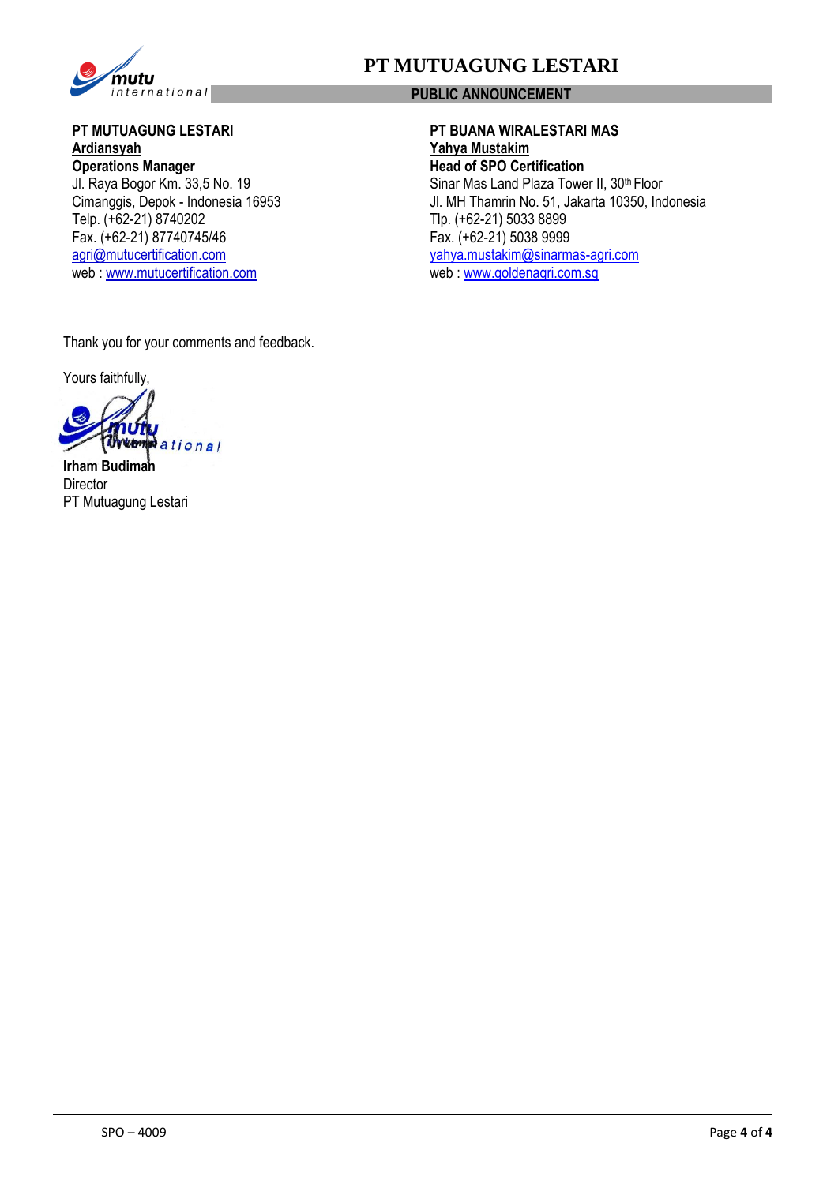**PT MUTUAGUNG LESTARI**
**Ardiansyah**
**Operations Manager**
Jl. Raya Bogor Km. 33,5 No. 19
Cimanggis, Depok - Indonesia 16953
Telp. (+62-21) 8740202
Fax. (+62-21) 87740745/46
agri@mutucertification.com
web : www.mutucertification.com

**PT BUANA WIRALESTARI MAS**
**Yahya Mustakim**
**Head of SPO Certification**
Sinar Mas Land Plaza Tower II, 30th Floor
Jl. MH Thamrin No. 51, Jakarta 10350, Indonesia
Tlp. (+62-21) 5033 8899
Fax. (+62-21) 5038 9999
yahya.mustakim@sinarmas-agri.com
web : www.goldenagri.com.sg

Thank you for your comments and feedback.

Yours faithfully,

**Irham Budiman**
Director
PT Mutuagung Lestari